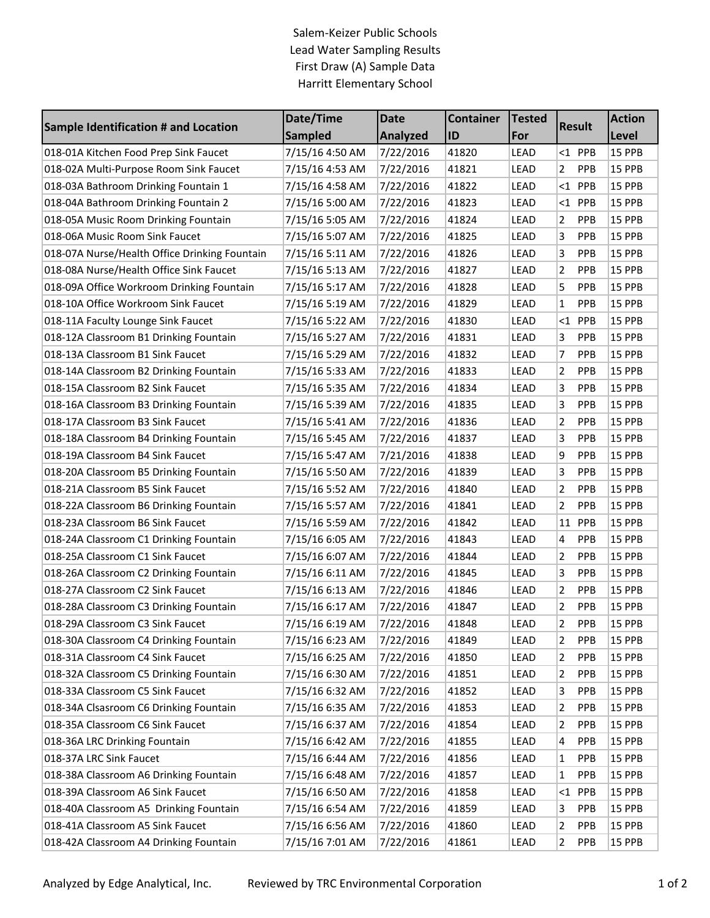Salem-Keizer Public Schools
Lead Water Sampling Results
First Draw (A) Sample Data
Harritt Elementary School

| Sample Identification # and Location | Date/Time Sampled | Date Analyzed | Container ID | Tested For | Result | Action Level |
|---|---|---|---|---|---|---|
| 018-01A Kitchen Food Prep Sink Faucet | 7/15/16 4:50 AM | 7/22/2016 | 41820 | LEAD | <1 PPB | 15 PPB |
| 018-02A Multi-Purpose Room Sink Faucet | 7/15/16 4:53 AM | 7/22/2016 | 41821 | LEAD | 2 PPB | 15 PPB |
| 018-03A Bathroom Drinking Fountain 1 | 7/15/16 4:58 AM | 7/22/2016 | 41822 | LEAD | <1 PPB | 15 PPB |
| 018-04A Bathroom Drinking Fountain 2 | 7/15/16 5:00 AM | 7/22/2016 | 41823 | LEAD | <1 PPB | 15 PPB |
| 018-05A Music Room Drinking Fountain | 7/15/16 5:05 AM | 7/22/2016 | 41824 | LEAD | 2 PPB | 15 PPB |
| 018-06A Music Room Sink Faucet | 7/15/16 5:07 AM | 7/22/2016 | 41825 | LEAD | 3 PPB | 15 PPB |
| 018-07A Nurse/Health Office Drinking Fountain | 7/15/16 5:11 AM | 7/22/2016 | 41826 | LEAD | 3 PPB | 15 PPB |
| 018-08A Nurse/Health Office Sink Faucet | 7/15/16 5:13 AM | 7/22/2016 | 41827 | LEAD | 2 PPB | 15 PPB |
| 018-09A Office Workroom Drinking Fountain | 7/15/16 5:17 AM | 7/22/2016 | 41828 | LEAD | 5 PPB | 15 PPB |
| 018-10A Office Workroom Sink Faucet | 7/15/16 5:19 AM | 7/22/2016 | 41829 | LEAD | 1 PPB | 15 PPB |
| 018-11A Faculty Lounge Sink Faucet | 7/15/16 5:22 AM | 7/22/2016 | 41830 | LEAD | <1 PPB | 15 PPB |
| 018-12A Classroom B1 Drinking Fountain | 7/15/16 5:27 AM | 7/22/2016 | 41831 | LEAD | 3 PPB | 15 PPB |
| 018-13A Classroom B1 Sink Faucet | 7/15/16 5:29 AM | 7/22/2016 | 41832 | LEAD | 7 PPB | 15 PPB |
| 018-14A Classroom B2 Drinking Fountain | 7/15/16 5:33 AM | 7/22/2016 | 41833 | LEAD | 2 PPB | 15 PPB |
| 018-15A Classroom B2 Sink Faucet | 7/15/16 5:35 AM | 7/22/2016 | 41834 | LEAD | 3 PPB | 15 PPB |
| 018-16A Classroom B3 Drinking Fountain | 7/15/16 5:39 AM | 7/22/2016 | 41835 | LEAD | 3 PPB | 15 PPB |
| 018-17A Classroom B3 Sink Faucet | 7/15/16 5:41 AM | 7/22/2016 | 41836 | LEAD | 2 PPB | 15 PPB |
| 018-18A Classroom B4 Drinking Fountain | 7/15/16 5:45 AM | 7/22/2016 | 41837 | LEAD | 3 PPB | 15 PPB |
| 018-19A Classroom B4 Sink Faucet | 7/15/16 5:47 AM | 7/21/2016 | 41838 | LEAD | 9 PPB | 15 PPB |
| 018-20A Classroom B5 Drinking Fountain | 7/15/16 5:50 AM | 7/22/2016 | 41839 | LEAD | 3 PPB | 15 PPB |
| 018-21A Classroom B5 Sink Faucet | 7/15/16 5:52 AM | 7/22/2016 | 41840 | LEAD | 2 PPB | 15 PPB |
| 018-22A Classroom B6 Drinking Fountain | 7/15/16 5:57 AM | 7/22/2016 | 41841 | LEAD | 2 PPB | 15 PPB |
| 018-23A Classroom B6 Sink Faucet | 7/15/16 5:59 AM | 7/22/2016 | 41842 | LEAD | 11 PPB | 15 PPB |
| 018-24A Classroom C1 Drinking Fountain | 7/15/16 6:05 AM | 7/22/2016 | 41843 | LEAD | 4 PPB | 15 PPB |
| 018-25A Classroom C1 Sink Faucet | 7/15/16 6:07 AM | 7/22/2016 | 41844 | LEAD | 2 PPB | 15 PPB |
| 018-26A Classroom C2 Drinking Fountain | 7/15/16 6:11 AM | 7/22/2016 | 41845 | LEAD | 3 PPB | 15 PPB |
| 018-27A Classroom C2 Sink Faucet | 7/15/16 6:13 AM | 7/22/2016 | 41846 | LEAD | 2 PPB | 15 PPB |
| 018-28A Classroom C3 Drinking Fountain | 7/15/16 6:17 AM | 7/22/2016 | 41847 | LEAD | 2 PPB | 15 PPB |
| 018-29A Classroom C3 Sink Faucet | 7/15/16 6:19 AM | 7/22/2016 | 41848 | LEAD | 2 PPB | 15 PPB |
| 018-30A Classroom C4 Drinking Fountain | 7/15/16 6:23 AM | 7/22/2016 | 41849 | LEAD | 2 PPB | 15 PPB |
| 018-31A Classroom C4 Sink Faucet | 7/15/16 6:25 AM | 7/22/2016 | 41850 | LEAD | 2 PPB | 15 PPB |
| 018-32A Classroom C5 Drinking Fountain | 7/15/16 6:30 AM | 7/22/2016 | 41851 | LEAD | 2 PPB | 15 PPB |
| 018-33A Classroom C5 Sink Faucet | 7/15/16 6:32 AM | 7/22/2016 | 41852 | LEAD | 3 PPB | 15 PPB |
| 018-34A Clsasroom C6 Drinking Fountain | 7/15/16 6:35 AM | 7/22/2016 | 41853 | LEAD | 2 PPB | 15 PPB |
| 018-35A Classroom C6 Sink Faucet | 7/15/16 6:37 AM | 7/22/2016 | 41854 | LEAD | 2 PPB | 15 PPB |
| 018-36A LRC Drinking Fountain | 7/15/16 6:42 AM | 7/22/2016 | 41855 | LEAD | 4 PPB | 15 PPB |
| 018-37A LRC Sink Faucet | 7/15/16 6:44 AM | 7/22/2016 | 41856 | LEAD | 1 PPB | 15 PPB |
| 018-38A Classroom A6 Drinking Fountain | 7/15/16 6:48 AM | 7/22/2016 | 41857 | LEAD | 1 PPB | 15 PPB |
| 018-39A Classroom A6 Sink Faucet | 7/15/16 6:50 AM | 7/22/2016 | 41858 | LEAD | <1 PPB | 15 PPB |
| 018-40A Classroom A5 Drinking Fountain | 7/15/16 6:54 AM | 7/22/2016 | 41859 | LEAD | 3 PPB | 15 PPB |
| 018-41A Classroom A5 Sink Faucet | 7/15/16 6:56 AM | 7/22/2016 | 41860 | LEAD | 2 PPB | 15 PPB |
| 018-42A Classroom A4 Drinking Fountain | 7/15/16 7:01 AM | 7/22/2016 | 41861 | LEAD | 2 PPB | 15 PPB |

Analyzed by Edge Analytical, Inc. Reviewed by TRC Environmental Corporation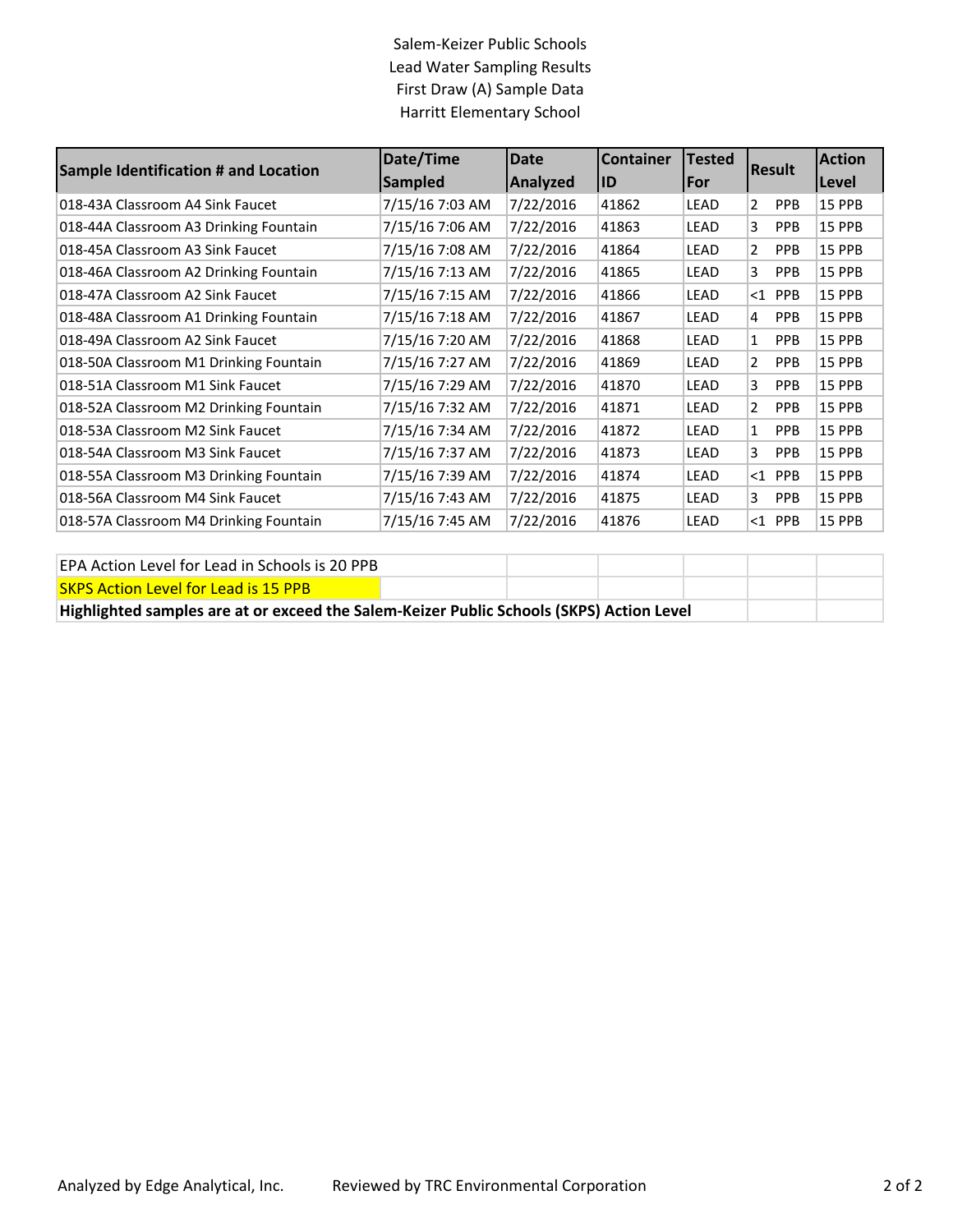Salem-Keizer Public Schools
Lead Water Sampling Results
First Draw (A) Sample Data
Harritt Elementary School

| Sample Identification # and Location | Date/Time Sampled | Date Analyzed | Container ID | Tested For | Result | Action Level |
|---|---|---|---|---|---|---|
| 018-43A Classroom A4 Sink Faucet | 7/15/16 7:03 AM | 7/22/2016 | 41862 | LEAD | 2 PPB | 15 PPB |
| 018-44A Classroom A3 Drinking Fountain | 7/15/16 7:06 AM | 7/22/2016 | 41863 | LEAD | 3 PPB | 15 PPB |
| 018-45A Classroom A3 Sink Faucet | 7/15/16 7:08 AM | 7/22/2016 | 41864 | LEAD | 2 PPB | 15 PPB |
| 018-46A Classroom A2 Drinking Fountain | 7/15/16 7:13 AM | 7/22/2016 | 41865 | LEAD | 3 PPB | 15 PPB |
| 018-47A Classroom A2 Sink Faucet | 7/15/16 7:15 AM | 7/22/2016 | 41866 | LEAD | <1 PPB | 15 PPB |
| 018-48A Classroom A1 Drinking Fountain | 7/15/16 7:18 AM | 7/22/2016 | 41867 | LEAD | 4 PPB | 15 PPB |
| 018-49A Classroom A2 Sink Faucet | 7/15/16 7:20 AM | 7/22/2016 | 41868 | LEAD | 1 PPB | 15 PPB |
| 018-50A Classroom M1 Drinking Fountain | 7/15/16 7:27 AM | 7/22/2016 | 41869 | LEAD | 2 PPB | 15 PPB |
| 018-51A Classroom M1 Sink Faucet | 7/15/16 7:29 AM | 7/22/2016 | 41870 | LEAD | 3 PPB | 15 PPB |
| 018-52A Classroom M2 Drinking Fountain | 7/15/16 7:32 AM | 7/22/2016 | 41871 | LEAD | 2 PPB | 15 PPB |
| 018-53A Classroom M2 Sink Faucet | 7/15/16 7:34 AM | 7/22/2016 | 41872 | LEAD | 1 PPB | 15 PPB |
| 018-54A Classroom M3 Sink Faucet | 7/15/16 7:37 AM | 7/22/2016 | 41873 | LEAD | 3 PPB | 15 PPB |
| 018-55A Classroom M3 Drinking Fountain | 7/15/16 7:39 AM | 7/22/2016 | 41874 | LEAD | <1 PPB | 15 PPB |
| 018-56A Classroom M4 Sink Faucet | 7/15/16 7:43 AM | 7/22/2016 | 41875 | LEAD | 3 PPB | 15 PPB |
| 018-57A Classroom M4 Drinking Fountain | 7/15/16 7:45 AM | 7/22/2016 | 41876 | LEAD | <1 PPB | 15 PPB |

EPA Action Level for Lead in Schools is 20 PPB

SKPS Action Level for Lead is 15 PPB

**Highlighted samples are at or exceed the Salem-Keizer Public Schools (SKPS) Action Level**

Analyzed by Edge Analytical, Inc. Reviewed by TRC Environmental Corporation